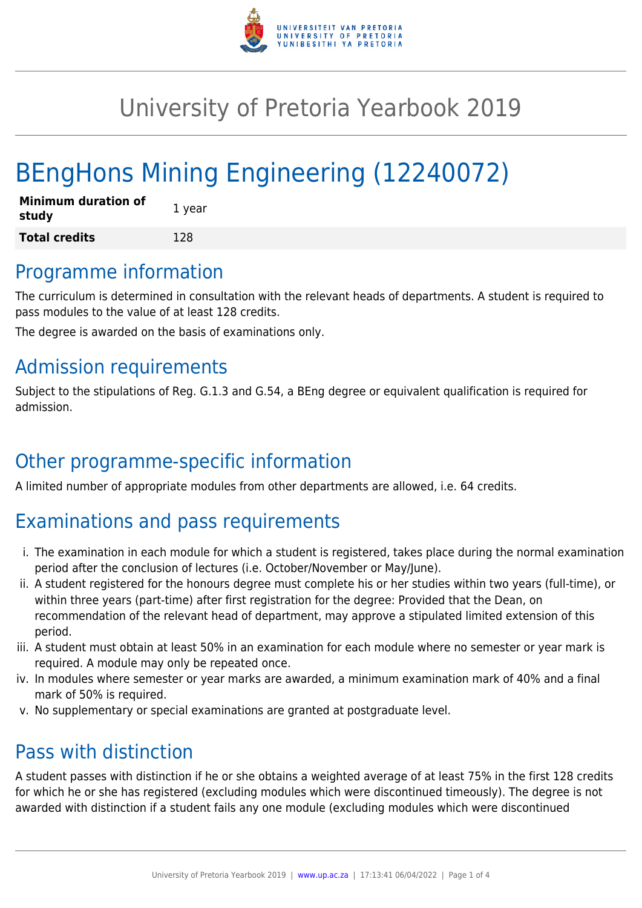# University of Pretoria Yearbook 2019

# BEngHons Mining Engineering (12240072)

| **Minimum duration of study** | 1 year |
|---|---|
| **Total credits** | 128 |

## Programme information

The curriculum is determined in consultation with the relevant heads of departments. A student is required to pass modules to the value of at least 128 credits.

The degree is awarded on the basis of examinations only.

## Admission requirements

Subject to the stipulations of Reg. G.1.3 and G.54, a BEng degree or equivalent qualification is required for admission.

## Other programme-specific information

A limited number of appropriate modules from other departments are allowed, i.e. 64 credits.

## Examinations and pass requirements

i. The examination in each module for which a student is registered, takes place during the normal examination period after the conclusion of lectures (i.e. October/November or May/June).
ii. A student registered for the honours degree must complete his or her studies within two years (full-time), or within three years (part-time) after first registration for the degree: Provided that the Dean, on recommendation of the relevant head of department, may approve a stipulated limited extension of this period.
iii. A student must obtain at least 50% in an examination for each module where no semester or year mark is required. A module may only be repeated once.
iv. In modules where semester or year marks are awarded, a minimum examination mark of 40% and a final mark of 50% is required.
v. No supplementary or special examinations are granted at postgraduate level.

## Pass with distinction

A student passes with distinction if he or she obtains a weighted average of at least 75% in the first 128 credits for which he or she has registered (excluding modules which were discontinued timeously). The degree is not awarded with distinction if a student fails any one module (excluding modules which were discontinued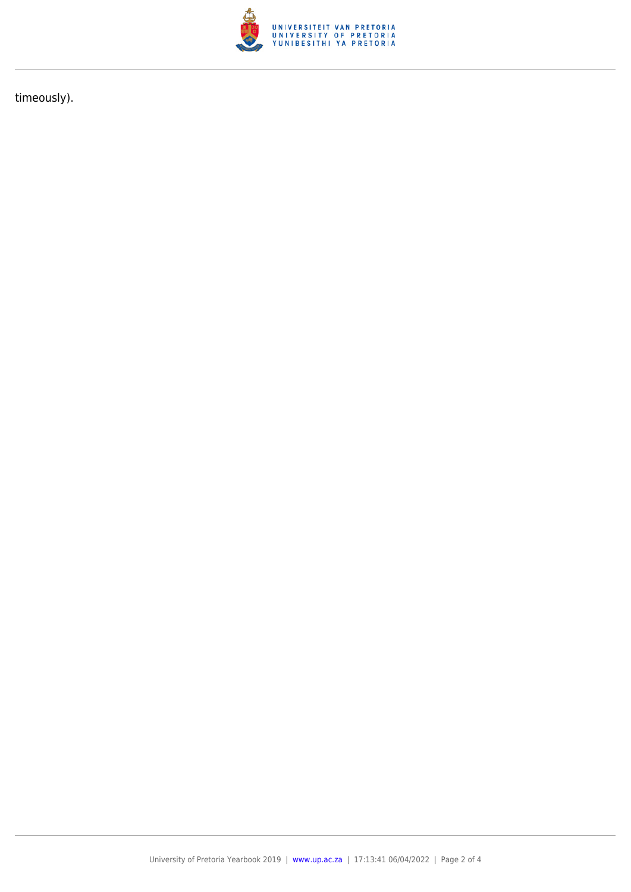timeously).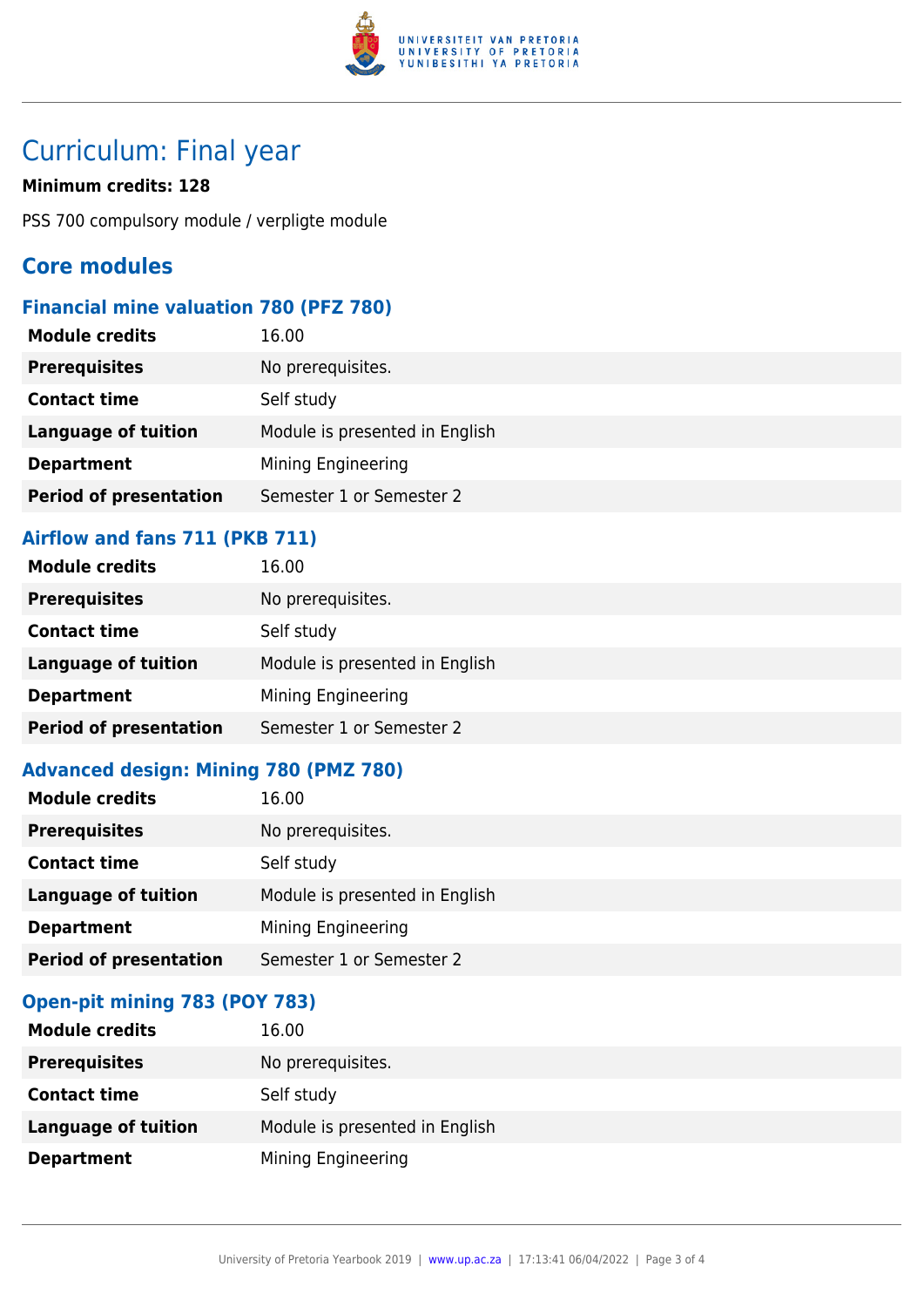# Curriculum: Final year

**Minimum credits: 128**

PSS 700 compulsory module / verpligte module

## Core modules

### Financial mine valuation 780 (PFZ 780)

| | |
|---|---|
| **Module credits** | 16.00 |
| **Prerequisites** | No prerequisites. |
| **Contact time** | Self study |
| **Language of tuition** | Module is presented in English |
| **Department** | Mining Engineering |
| **Period of presentation** | Semester 1 or Semester 2 |

### Airflow and fans 711 (PKB 711)

| | |
|---|---|
| **Module credits** | 16.00 |
| **Prerequisites** | No prerequisites. |
| **Contact time** | Self study |
| **Language of tuition** | Module is presented in English |
| **Department** | Mining Engineering |
| **Period of presentation** | Semester 1 or Semester 2 |

### Advanced design: Mining 780 (PMZ 780)

| | |
|---|---|
| **Module credits** | 16.00 |
| **Prerequisites** | No prerequisites. |
| **Contact time** | Self study |
| **Language of tuition** | Module is presented in English |
| **Department** | Mining Engineering |
| **Period of presentation** | Semester 1 or Semester 2 |

### Open-pit mining 783 (POY 783)

| | |
|---|---|
| **Module credits** | 16.00 |
| **Prerequisites** | No prerequisites. |
| **Contact time** | Self study |
| **Language of tuition** | Module is presented in English |
| **Department** | Mining Engineering |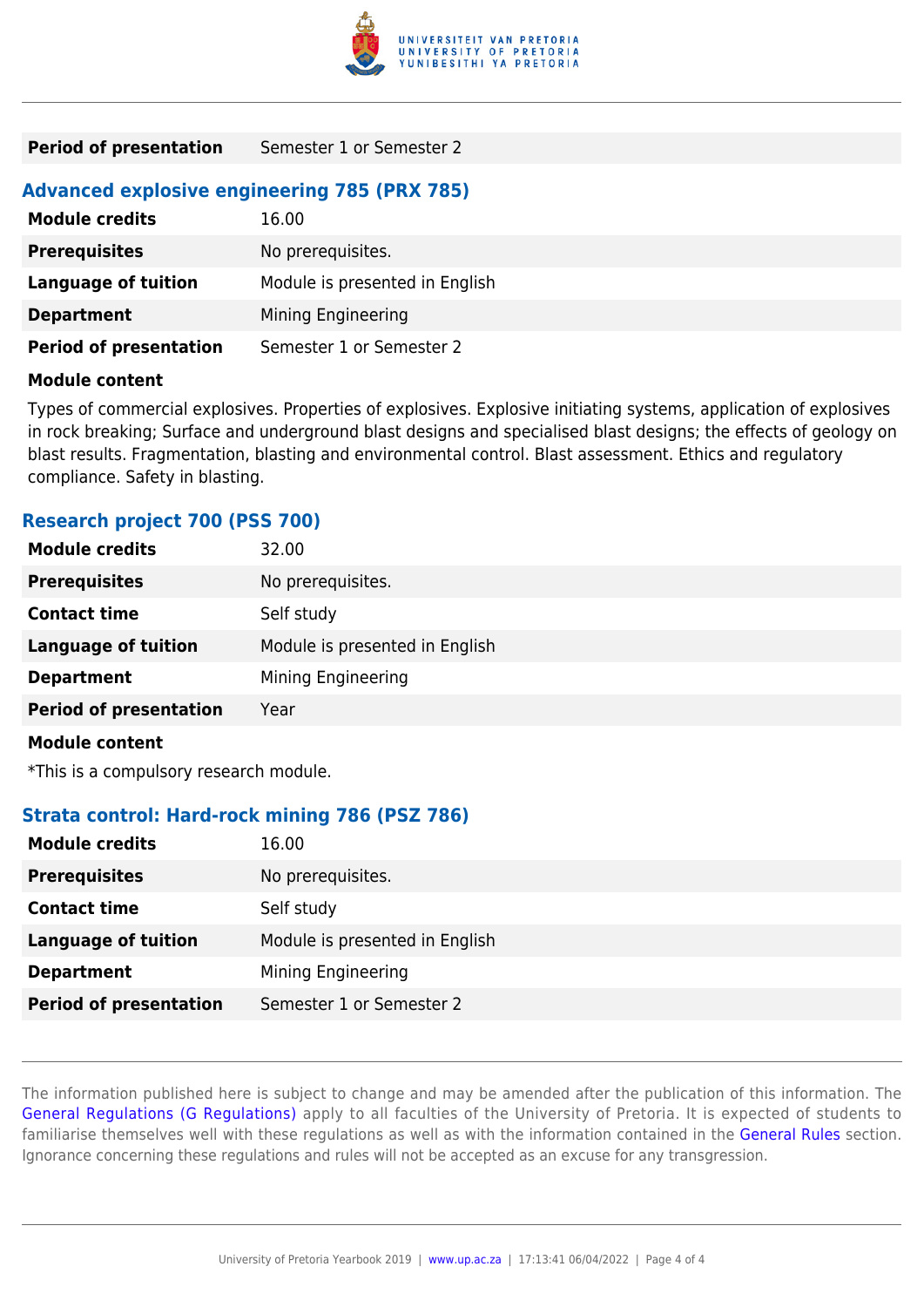| | |
|---|---|
| **Period of presentation** | Semester 1 or Semester 2 |

### Advanced explosive engineering 785 (PRX 785)

| | |
|---|---|
| **Module credits** | 16.00 |
| **Prerequisites** | No prerequisites. |
| **Language of tuition** | Module is presented in English |
| **Department** | Mining Engineering |
| **Period of presentation** | Semester 1 or Semester 2 |

**Module content**

Types of commercial explosives. Properties of explosives. Explosive initiating systems, application of explosives in rock breaking; Surface and underground blast designs and specialised blast designs; the effects of geology on blast results. Fragmentation, blasting and environmental control. Blast assessment. Ethics and regulatory compliance. Safety in blasting.

### Research project 700 (PSS 700)

| | |
|---|---|
| **Module credits** | 32.00 |
| **Prerequisites** | No prerequisites. |
| **Contact time** | Self study |
| **Language of tuition** | Module is presented in English |
| **Department** | Mining Engineering |
| **Period of presentation** | Year |

**Module content**

*This is a compulsory research module.

### Strata control: Hard-rock mining 786 (PSZ 786)

| | |
|---|---|
| **Module credits** | 16.00 |
| **Prerequisites** | No prerequisites. |
| **Contact time** | Self study |
| **Language of tuition** | Module is presented in English |
| **Department** | Mining Engineering |
| **Period of presentation** | Semester 1 or Semester 2 |

The information published here is subject to change and may be amended after the publication of this information. The General Regulations (G Regulations) apply to all faculties of the University of Pretoria. It is expected of students to familiarise themselves well with these regulations as well as with the information contained in the General Rules section. Ignorance concerning these regulations and rules will not be accepted as an excuse for any transgression.